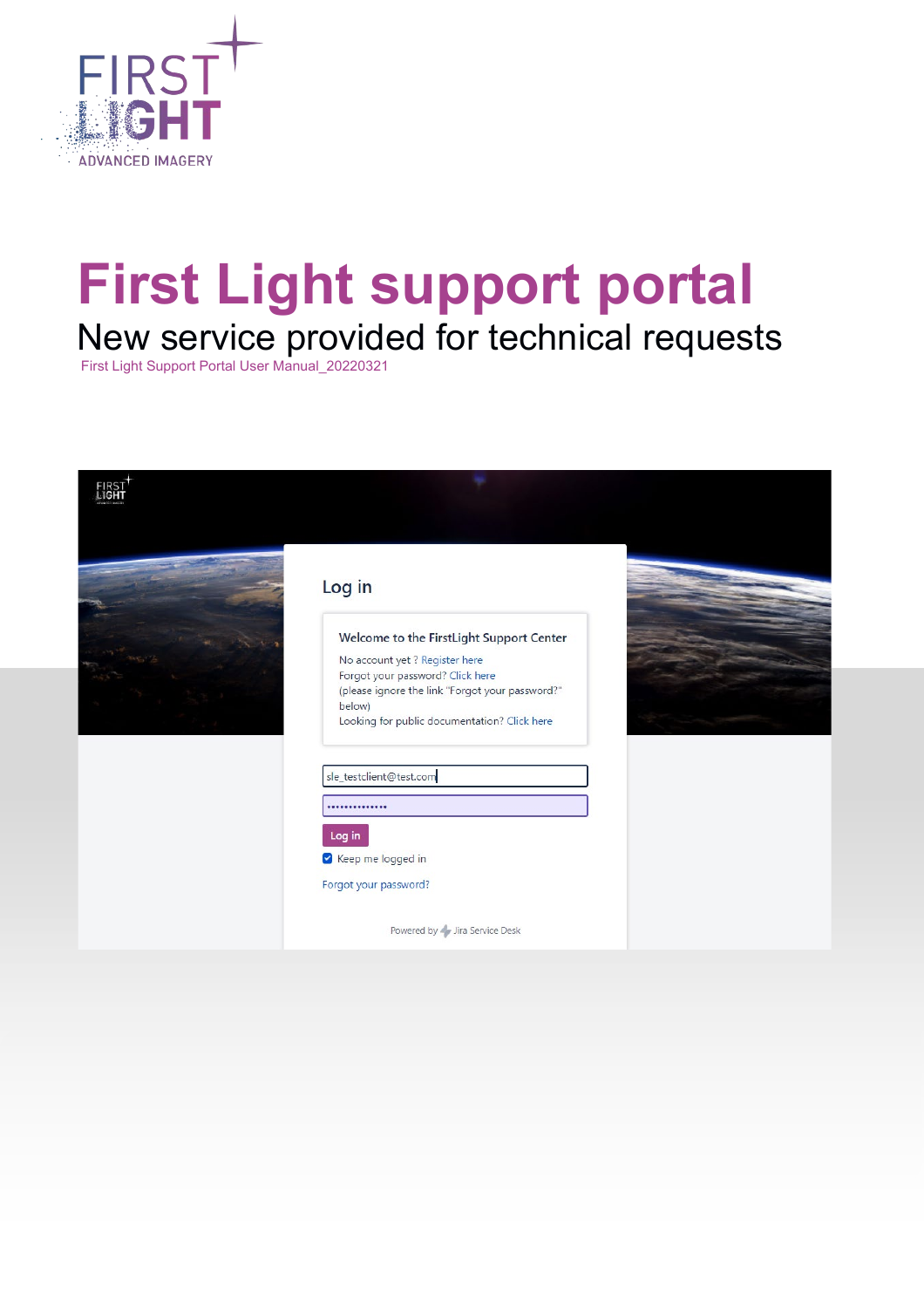# First Light support portal

## New service provided for technical requests

First Light Support Portal User Manual_20220321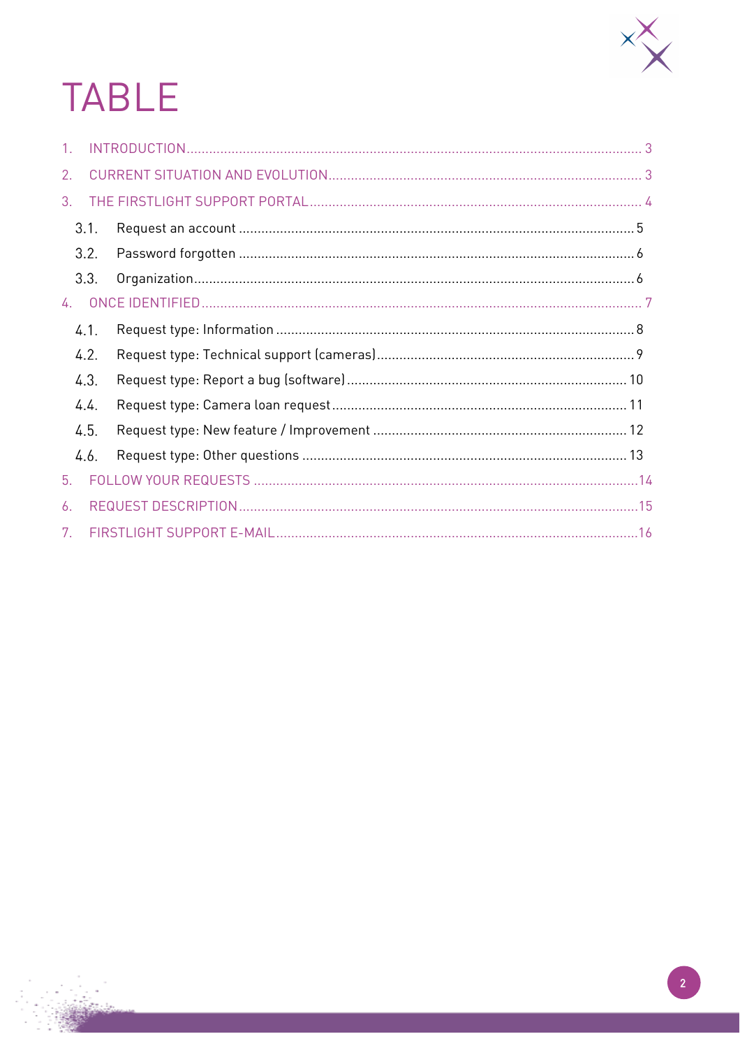# TABLE

1. INTRODUCTION ........................................................................ 3
2. CURRENT SITUATION AND EVOLUTION ........................................ 3
3. THE FIRSTLIGHT SUPPORT PORTAL ............................................ 4
   - 3.1. Request an account ............................................................ 5
   - 3.2. Password forgotten ............................................................ 6
   - 3.3. Organization ........................................................................ 6
4. ONCE IDENTIFIED ..................................................................... 7
   - 4.1. Request type: Information ..................................................... 8
   - 4.2. Request type: Technical support (cameras) .............................. 9
   - 4.3. Request type: Report a bug (software) .................................... 10
   - 4.4. Request type: Camera loan request ........................................ 11
   - 4.5. Request type: New feature / Improvement ............................... 12
   - 4.6. Request type: Other questions ............................................... 13
5. FOLLOW YOUR REQUESTS .......................................................... 14
6. REQUEST DESCRIPTION ............................................................. 15
7. FIRSTLIGHT SUPPORT E-MAIL ..................................................... 16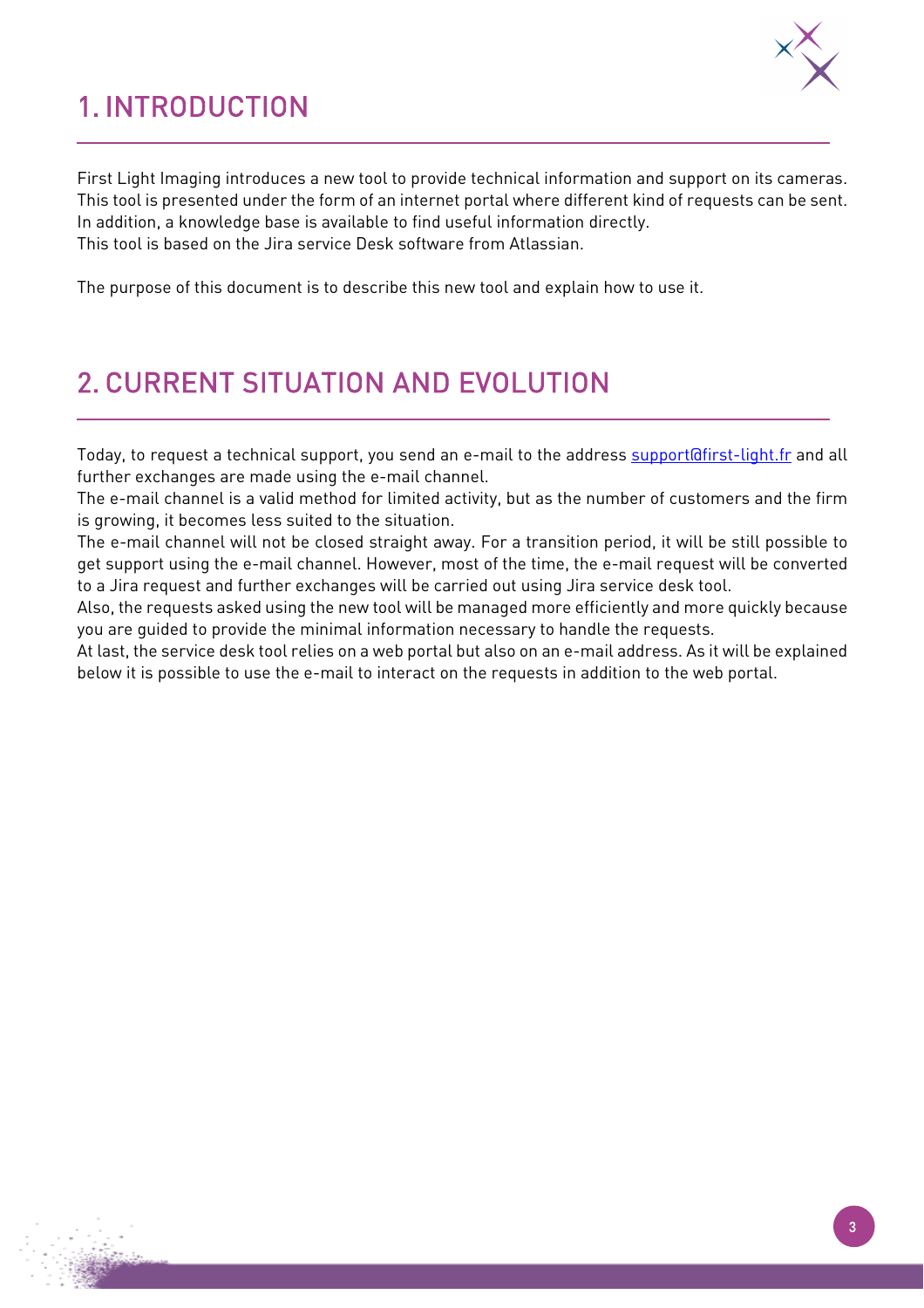# 1. INTRODUCTION

First Light Imaging introduces a new tool to provide technical information and support on its cameras. This tool is presented under the form of an internet portal where different kind of requests can be sent. In addition, a knowledge base is available to find useful information directly.
This tool is based on the Jira service Desk software from Atlassian.

The purpose of this document is to describe this new tool and explain how to use it.

# 2. CURRENT SITUATION AND EVOLUTION

Today, to request a technical support, you send an e-mail to the address support@first-light.fr and all further exchanges are made using the e-mail channel.
The e-mail channel is a valid method for limited activity, but as the number of customers and the firm is growing, it becomes less suited to the situation.
The e-mail channel will not be closed straight away. For a transition period, it will be still possible to get support using the e-mail channel. However, most of the time, the e-mail request will be converted to a Jira request and further exchanges will be carried out using Jira service desk tool.
Also, the requests asked using the new tool will be managed more efficiently and more quickly because you are guided to provide the minimal information necessary to handle the requests.
At last, the service desk tool relies on a web portal but also on an e-mail address. As it will be explained below it is possible to use the e-mail to interact on the requests in addition to the web portal.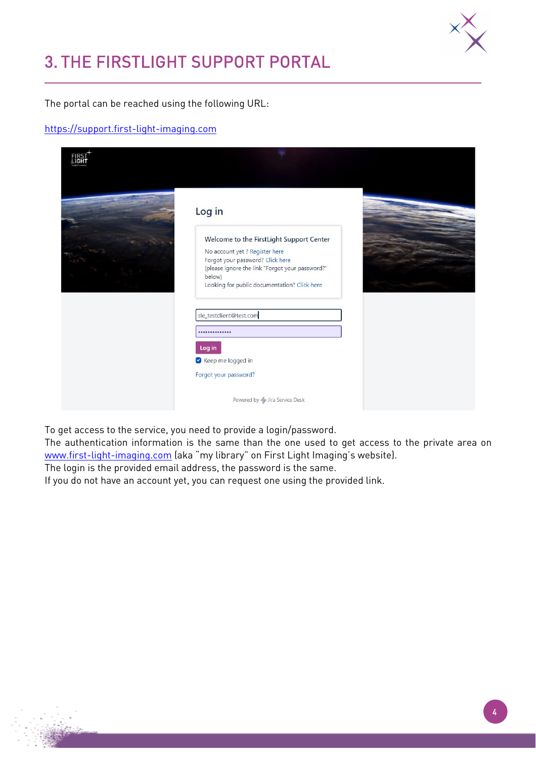# 3. THE FIRSTLIGHT SUPPORT PORTAL

The portal can be reached using the following URL:

https://support.first-light-imaging.com

To get access to the service, you need to provide a login/password.
The authentication information is the same than the one used to get access to the private area on www.first-light-imaging.com (aka "my library" on First Light Imaging's website).
The login is the provided email address, the password is the same.
If you do not have an account yet, you can request one using the provided link.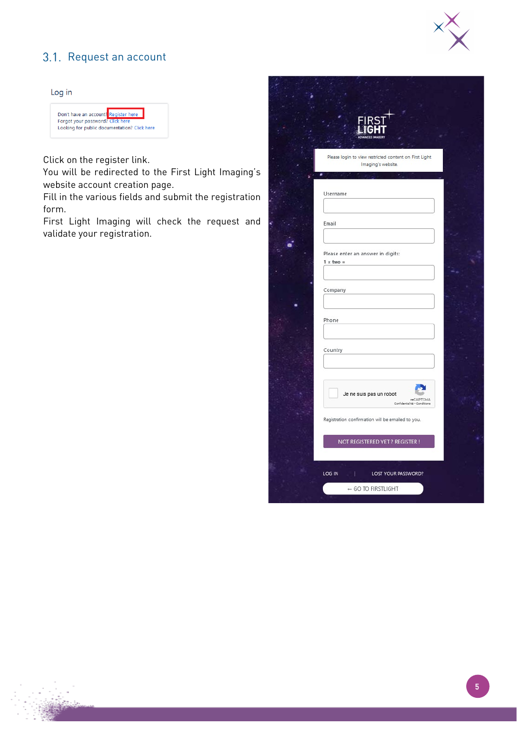## 3.1. Request an account

Log in

Don't have an account? Register here
Forgot your password? Click here
Looking for public documentation? Click here

Click on the register link.
You will be redirected to the First Light Imaging's website account creation page.
Fill in the various fields and submit the registration form.
First Light Imaging will check the request and validate your registration.

FIRST LIGHT
ADVANCED IMAGERY

Please login to view restricted content on First Light Imaging's website.

Username

Email

Please enter an answer in digits:
1 x two =

Company

Phone

Country

Je ne suis pas un robot
reCAPTCHA
Confidentialité - Conditions

Registration confirmation will be emailed to you.

NOT REGISTERED YET ? REGISTER !

LOG IN | LOST YOUR PASSWORD?

← GO TO FIRSTLIGHT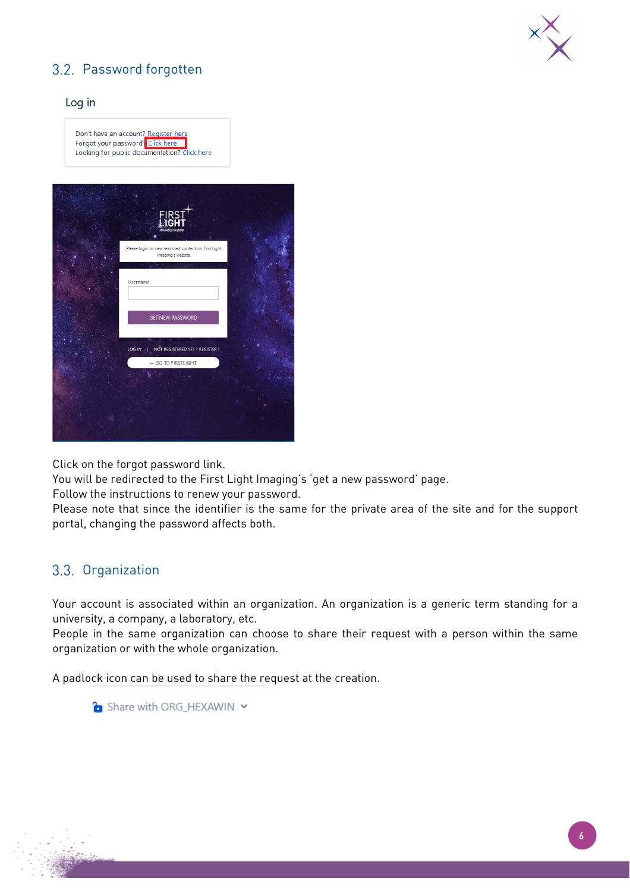## 3.2. Password forgotten

Log in

Don't have an account? Register here
Forgot your password? Click here
Looking for public documentation? Click here

Click on the forgot password link.
You will be redirected to the First Light Imaging's 'get a new password' page.
Follow the instructions to renew your password.
Please note that since the identifier is the same for the private area of the site and for the support portal, changing the password affects both.

## 3.3. Organization

Your account is associated within an organization. An organization is a generic term standing for a university, a company, a laboratory, etc.
People in the same organization can choose to share their request with a person within the same organization or with the whole organization.

A padlock icon can be used to share the request at the creation.

Share with ORG_HEXAWIN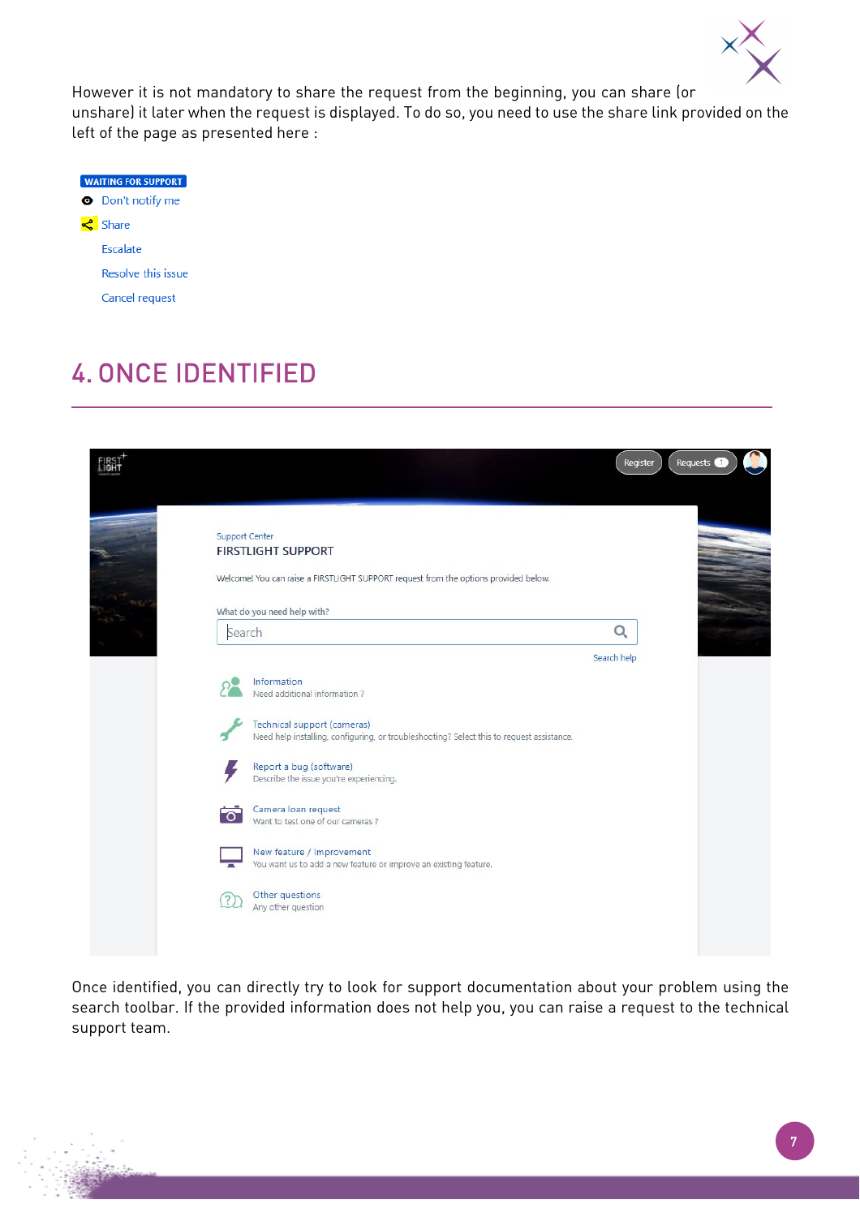However it is not mandatory to share the request from the beginning, you can share (or unshare) it later when the request is displayed. To do so, you need to use the share link provided on the left of the page as presented here :

WAITING FOR SUPPORT

Don't notify me

Share

Escalate

Resolve this issue

Cancel request

## 4. ONCE IDENTIFIED

Support Center

FIRSTLIGHT SUPPORT

Welcome! You can raise a FIRSTLIGHT SUPPORT request from the options provided below.

What do you need help with?

Search

Search help

Information
Need additional information ?

Technical support (cameras)
Need help installing, configuring, or troubleshooting? Select this to request assistance.

Report a bug (software)
Describe the issue you're experiencing.

Camera loan request
Want to test one of our cameras ?

New feature / Improvement
You want us to add a new feature or improve an existing feature.

Other questions
Any other question

Once identified, you can directly try to look for support documentation about your problem using the search toolbar. If the provided information does not help you, you can raise a request to the technical support team.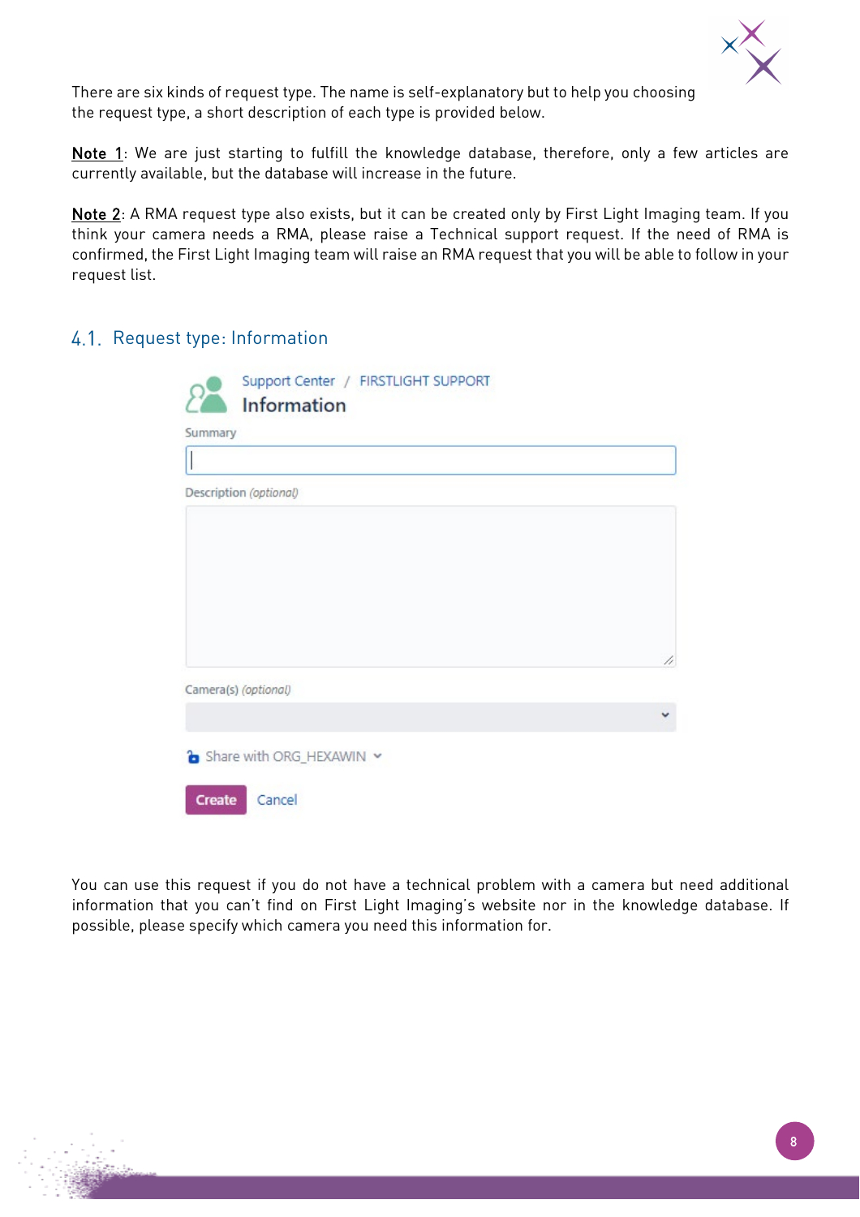There are six kinds of request type. The name is self-explanatory but to help you choosing the request type, a short description of each type is provided below.

Note 1: We are just starting to fulfill the knowledge database, therefore, only a few articles are currently available, but the database will increase in the future.

Note 2: A RMA request type also exists, but it can be created only by First Light Imaging team. If you think your camera needs a RMA, please raise a Technical support request. If the need of RMA is confirmed, the First Light Imaging team will raise an RMA request that you will be able to follow in your request list.

## 4.1. Request type: Information

You can use this request if you do not have a technical problem with a camera but need additional information that you can't find on First Light Imaging's website nor in the knowledge database. If possible, please specify which camera you need this information for.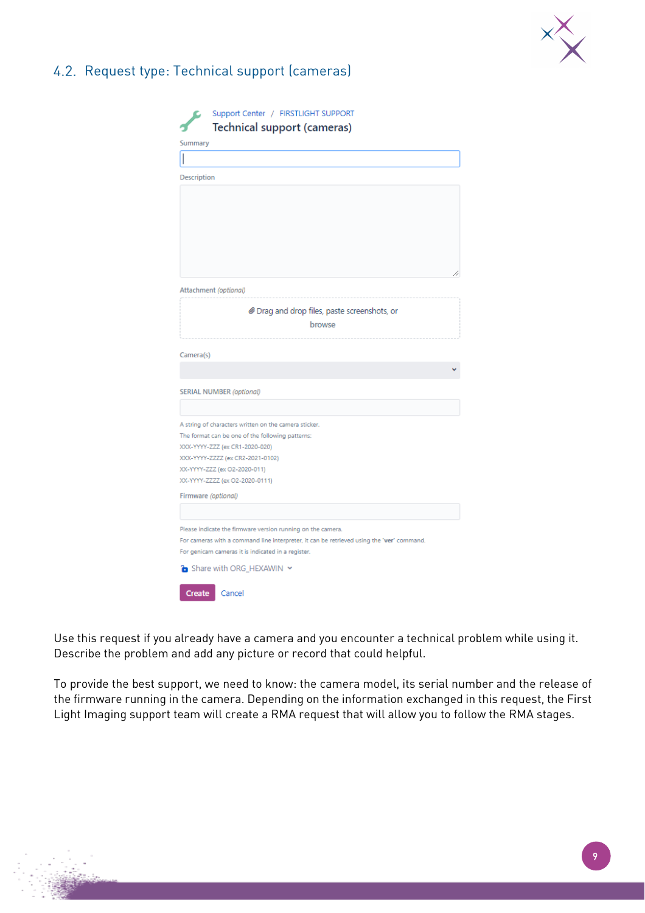## 4.2. Request type: Technical support (cameras)

Support Center / FIRSTLIGHT SUPPORT

**Technical support (cameras)**

Summary

Description

Attachment *(optional)*

Drag and drop files, paste screenshots, or browse

Camera(s)

SERIAL NUMBER *(optional)*

A string of characters written on the camera sticker.
The format can be one of the following patterns:
XXX-YYYY-ZZZ (ex CR1-2020-020)
XXX-YYYY-ZZZZ (ex CR2-2021-0102)
XX-YYYY-ZZZ (ex O2-2020-011)
XX-YYYY-ZZZZ (ex O2-2020-0111)

Firmware *(optional)*

Please indicate the firmware version running on the camera.
For cameras with a command line interpreter, it can be retrieved using the 'ver' command.
For genicam cameras it is indicated in a register.

Share with ORG_HEXAWIN

Create Cancel

Use this request if you already have a camera and you encounter a technical problem while using it. Describe the problem and add any picture or record that could helpful.

To provide the best support, we need to know: the camera model, its serial number and the release of the firmware running in the camera. Depending on the information exchanged in this request, the First Light Imaging support team will create a RMA request that will allow you to follow the RMA stages.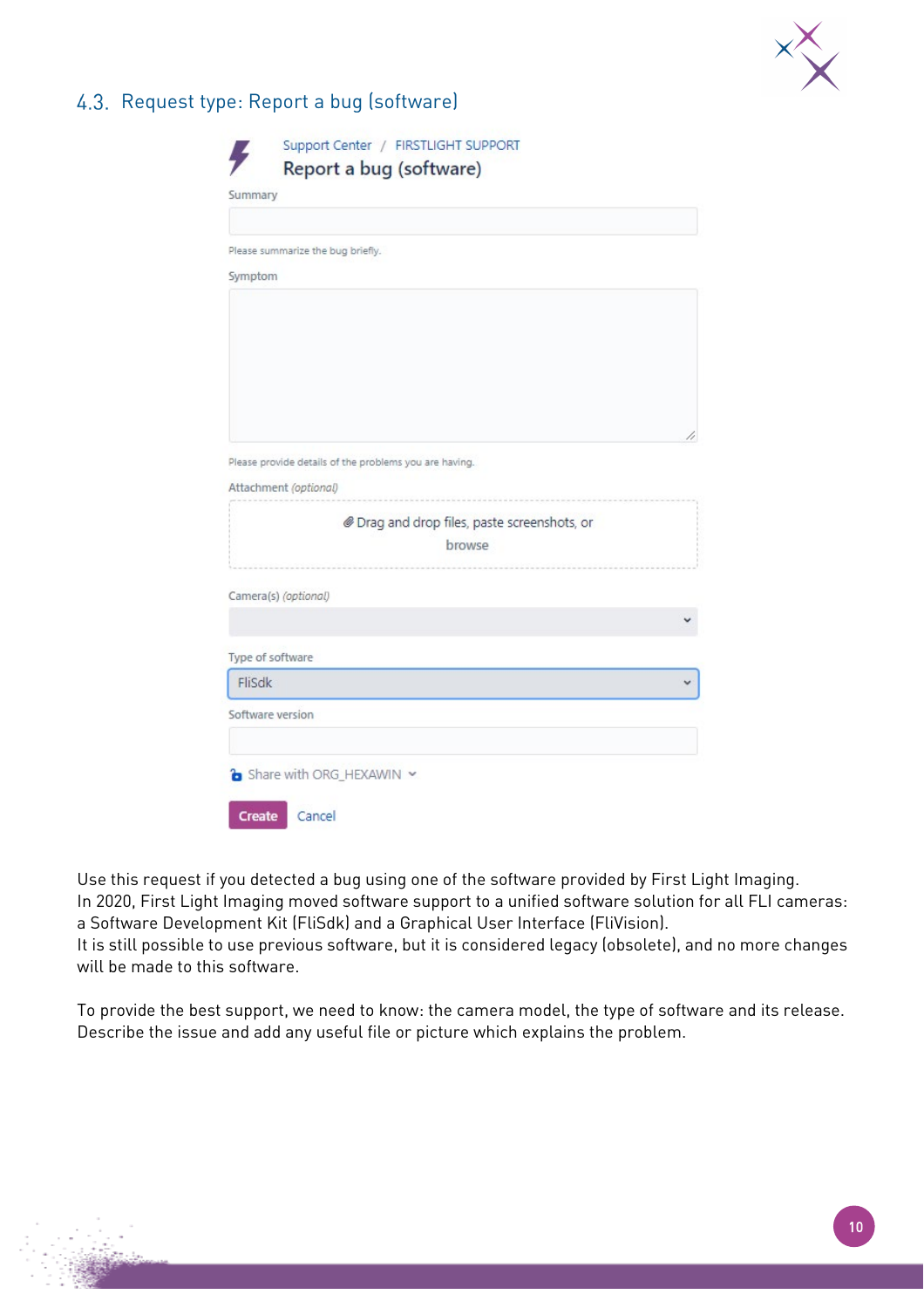## 4.3. Request type: Report a bug (software)

Support Center / FIRSTLIGHT SUPPORT

Report a bug (software)

Summary

Please summarize the bug briefly.

Symptom

Please provide details of the problems you are having.

Attachment *(optional)*

Drag and drop files, paste screenshots, or browse

Camera(s) *(optional)*

Type of software

FliSdk

Software version

Share with ORG_HEXAWIN

Create Cancel

Use this request if you detected a bug using one of the software provided by First Light Imaging.
In 2020, First Light Imaging moved software support to a unified software solution for all FLI cameras: a Software Development Kit (FliSdk) and a Graphical User Interface (FliVision).
It is still possible to use previous software, but it is considered legacy (obsolete), and no more changes will be made to this software.

To provide the best support, we need to know: the camera model, the type of software and its release. Describe the issue and add any useful file or picture which explains the problem.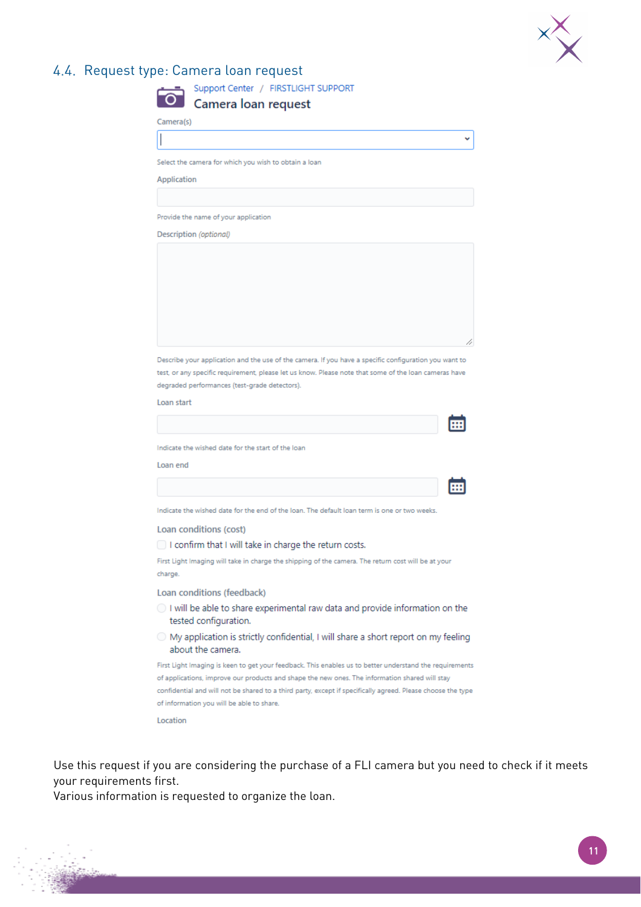## 4.4. Request type: Camera loan request

Support Center / FIRSTLIGHT SUPPORT

**Camera loan request**

Camera(s)

Select the camera for which you wish to obtain a loan

Application

Provide the name of your application

Description *(optional)*

Describe your application and the use of the camera. If you have a specific configuration you want to test, or any specific requirement, please let us know. Please note that some of the loan cameras have degraded performances (test-grade detectors).

Loan start

Indicate the wished date for the start of the loan

Loan end

Indicate the wished date for the end of the loan. The default loan term is one or two weeks.

Loan conditions (cost)

- [ ] I confirm that I will take in charge the return costs.

First Light Imaging will take in charge the shipping of the camera. The return cost will be at your charge.

Loan conditions (feedback)

- ○ I will be able to share experimental raw data and provide information on the tested configuration.
- ○ My application is strictly confidential, I will share a short report on my feeling about the camera.

First Light Imaging is keen to get your feedback. This enables us to better understand the requirements of applications, improve our products and shape the new ones. The information shared will stay confidential and will not be shared to a third party, except if specifically agreed. Please choose the type of information you will be able to share.

Location

Use this request if you are considering the purchase of a FLI camera but you need to check if it meets your requirements first.
Various information is requested to organize the loan.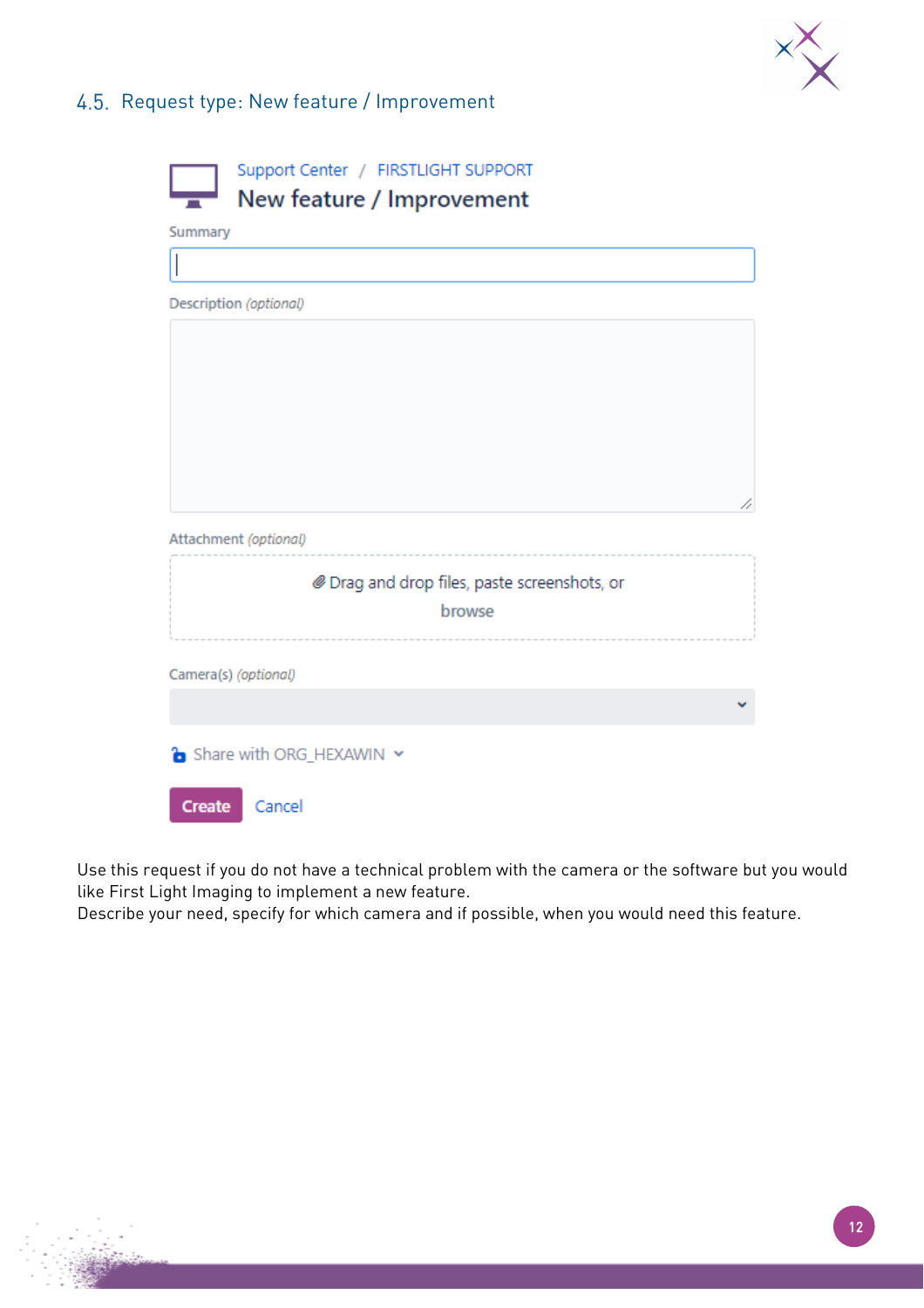## 4.5. Request type: New feature / Improvement

Support Center / FIRSTLIGHT SUPPORT

**New feature / Improvement**

Summary

Description *(optional)*

Attachment *(optional)*

Drag and drop files, paste screenshots, or browse

Camera(s) *(optional)*

Share with ORG_HEXAWIN

Create Cancel

Use this request if you do not have a technical problem with the camera or the software but you would like First Light Imaging to implement a new feature.
Describe your need, specify for which camera and if possible, when you would need this feature.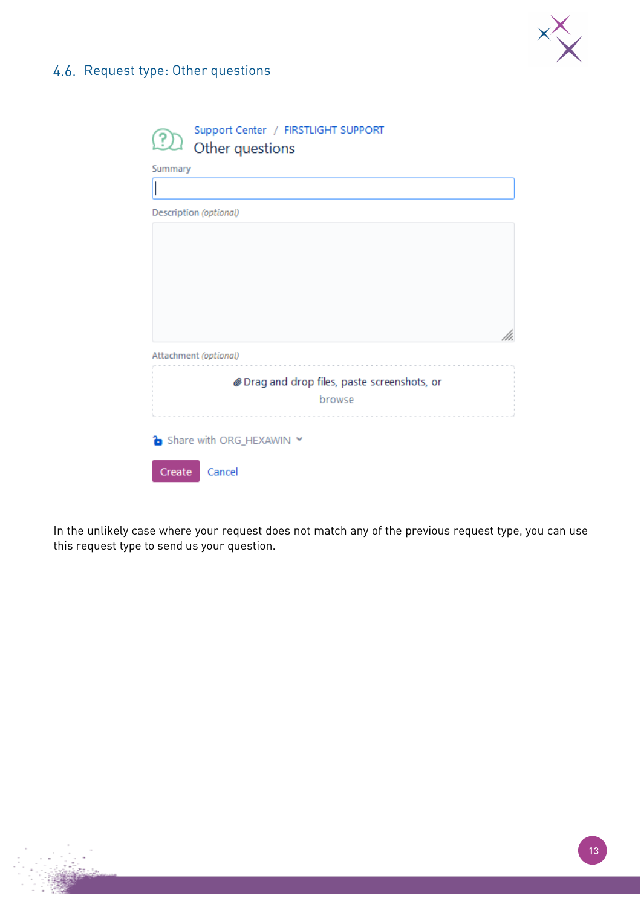## 4.6. Request type: Other questions

Support Center / FIRSTLIGHT SUPPORT

Other questions

Summary

Description *(optional)*

Attachment *(optional)*

Drag and drop files, paste screenshots, or browse

Share with ORG_HEXAWIN

Create Cancel

In the unlikely case where your request does not match any of the previous request type, you can use this request type to send us your question.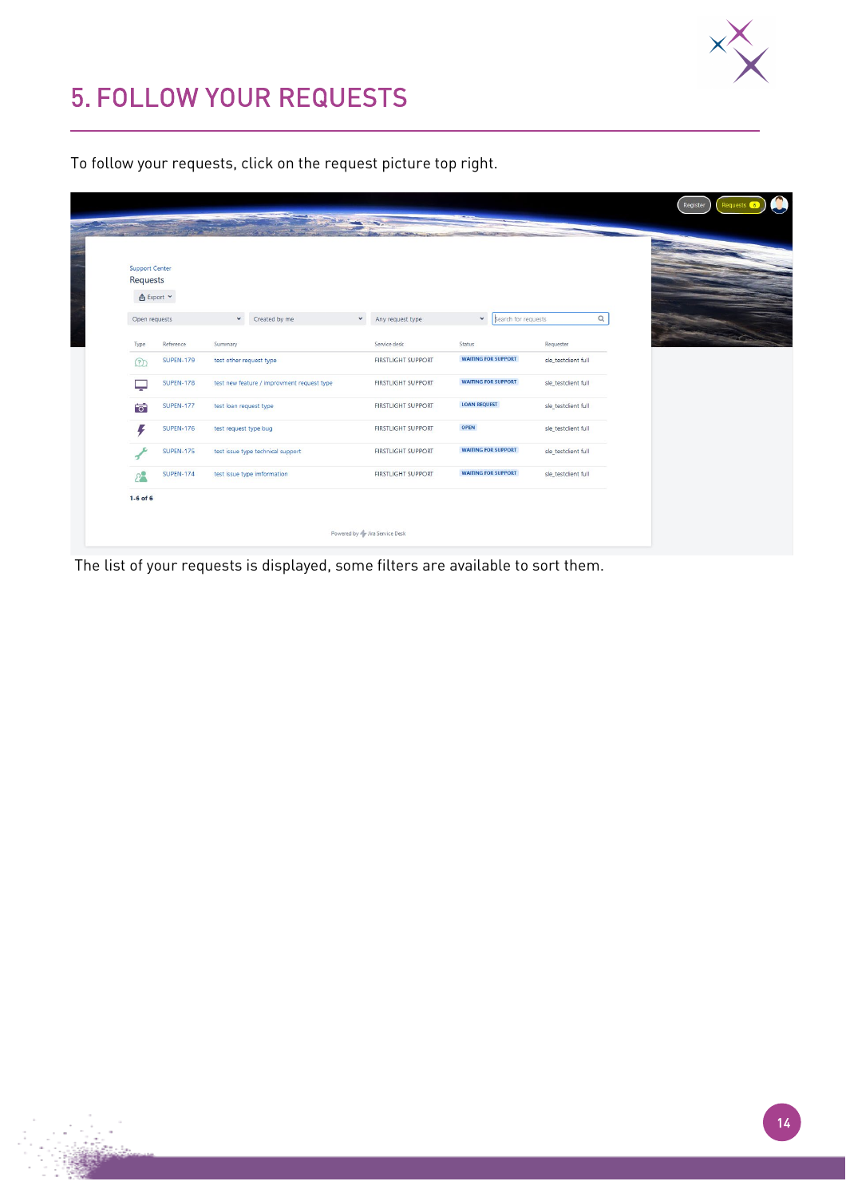# 5. FOLLOW YOUR REQUESTS

To follow your requests, click on the request picture top right.

The list of your requests is displayed, some filters are available to sort them.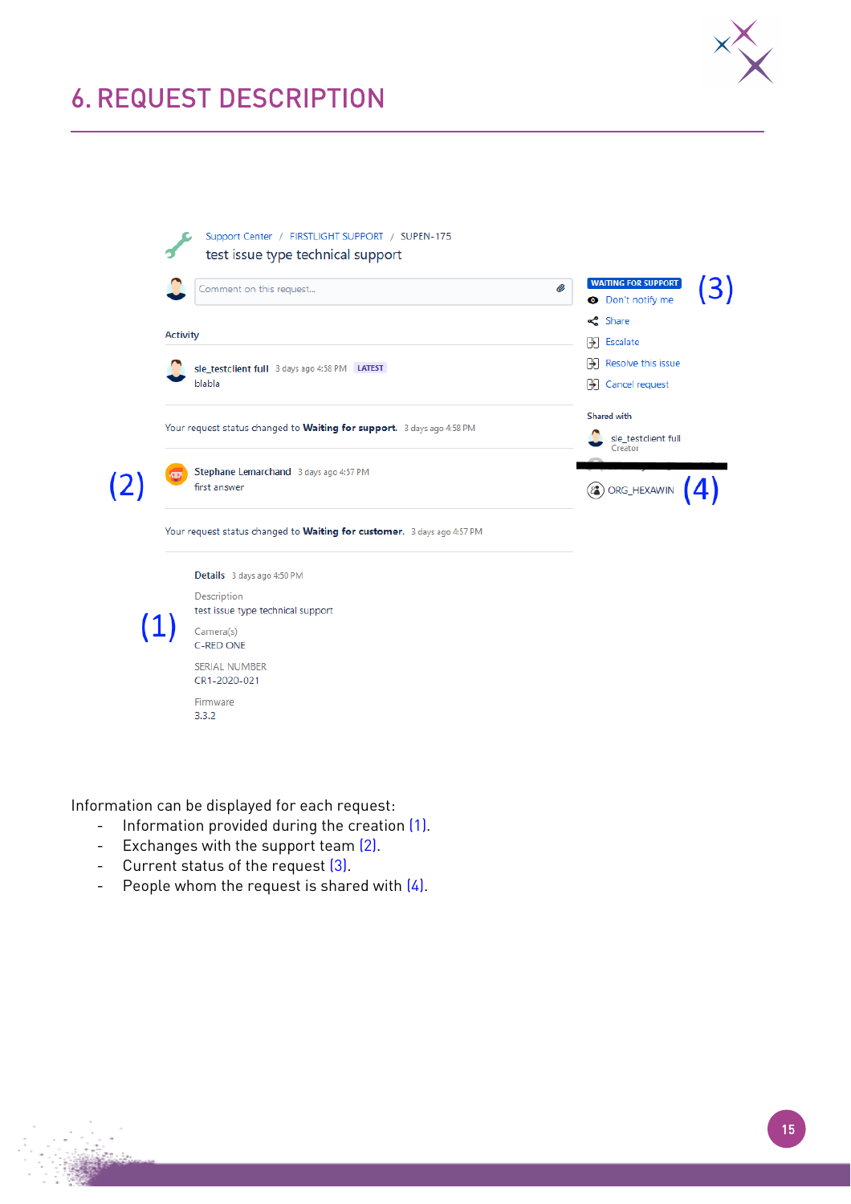# 6. REQUEST DESCRIPTION

Support Center / FIRSTLIGHT SUPPORT / SUPEN-175

test issue type technical support

Comment on this request...

Activity

sle_testclient full 3 days ago 4:58 PM LATEST
blabla

Your request status changed to **Waiting for support.** 3 days ago 4:58 PM

(2)

Stephane Lemarchand 3 days ago 4:57 PM
first answer

Your request status changed to **Waiting for customer.** 3 days ago 4:57 PM

**Details** 3 days ago 4:50 PM

(1)

Description
test issue type technical support

Camera(s)
C-RED ONE

SERIAL NUMBER
CR1-2020-021

Firmware
3.3.2

WAITING FOR SUPPORT (3)
Don't notify me
Share
Escalate
Resolve this issue
Cancel request

Shared with
sle_testclient full
Creator

ORG_HEXAWIN (4)

Information can be displayed for each request:

- Information provided during the creation (1).
- Exchanges with the support team (2).
- Current status of the request (3).
- People whom the request is shared with (4).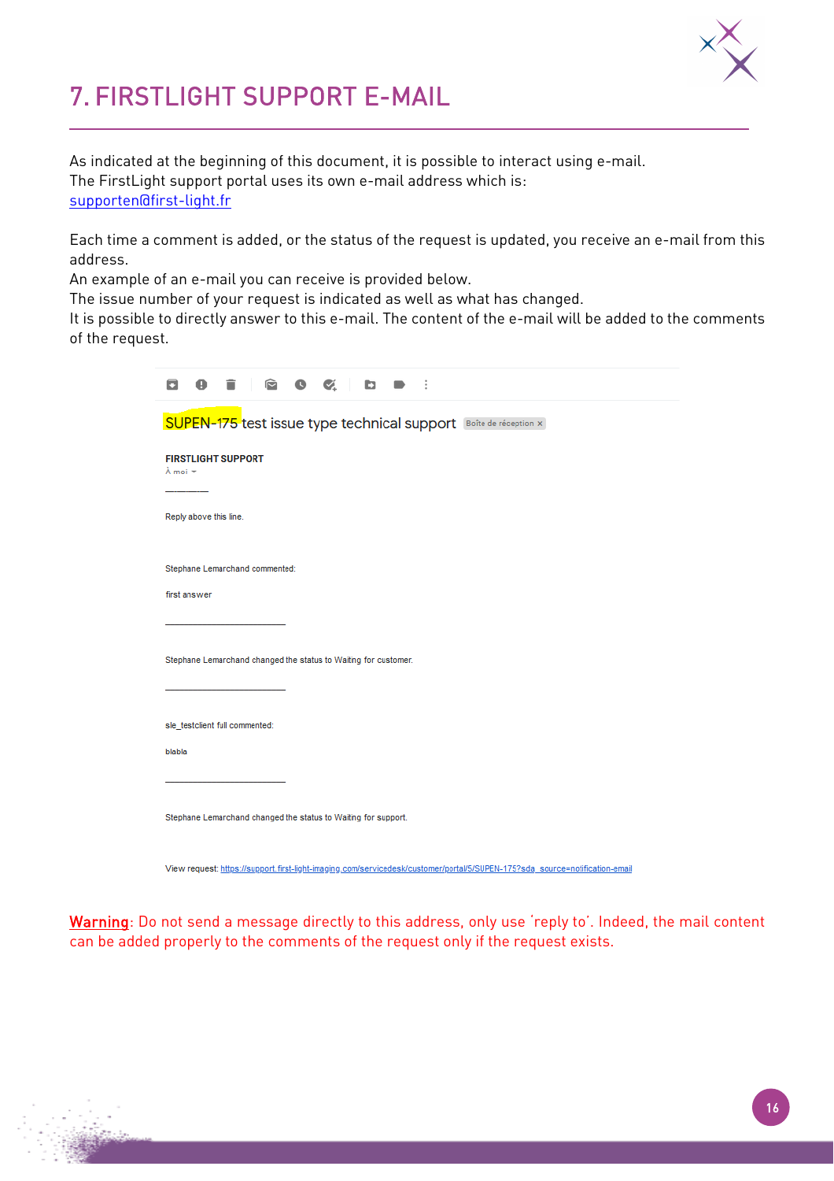# 7. FIRSTLIGHT SUPPORT E-MAIL

As indicated at the beginning of this document, it is possible to interact using e-mail.
The FirstLight support portal uses its own e-mail address which is:
supporten@first-light.fr

Each time a comment is added, or the status of the request is updated, you receive an e-mail from this address.
An example of an e-mail you can receive is provided below.
The issue number of your request is indicated as well as what has changed.
It is possible to directly answer to this e-mail. The content of the e-mail will be added to the comments of the request.

SUPEN-175 test issue type technical support Boîte de réception ×

**FIRSTLIGHT SUPPORT**
À moi

Reply above this line.

Stephane Lemarchand commented:

first answer

Stephane Lemarchand changed the status to Waitng for customer.

sle_testclient full commented:

blabla

Stephane Lemarchand changed the status to Waitng for support.

View request: https://support.first-light-imaging.com/servicedesk/customer/portal/5/SUPEN-175?sda_source=notification-email

**Warning**: Do not send a message directly to this address, only use 'reply to'. Indeed, the mail content can be added properly to the comments of the request only if the request exists.